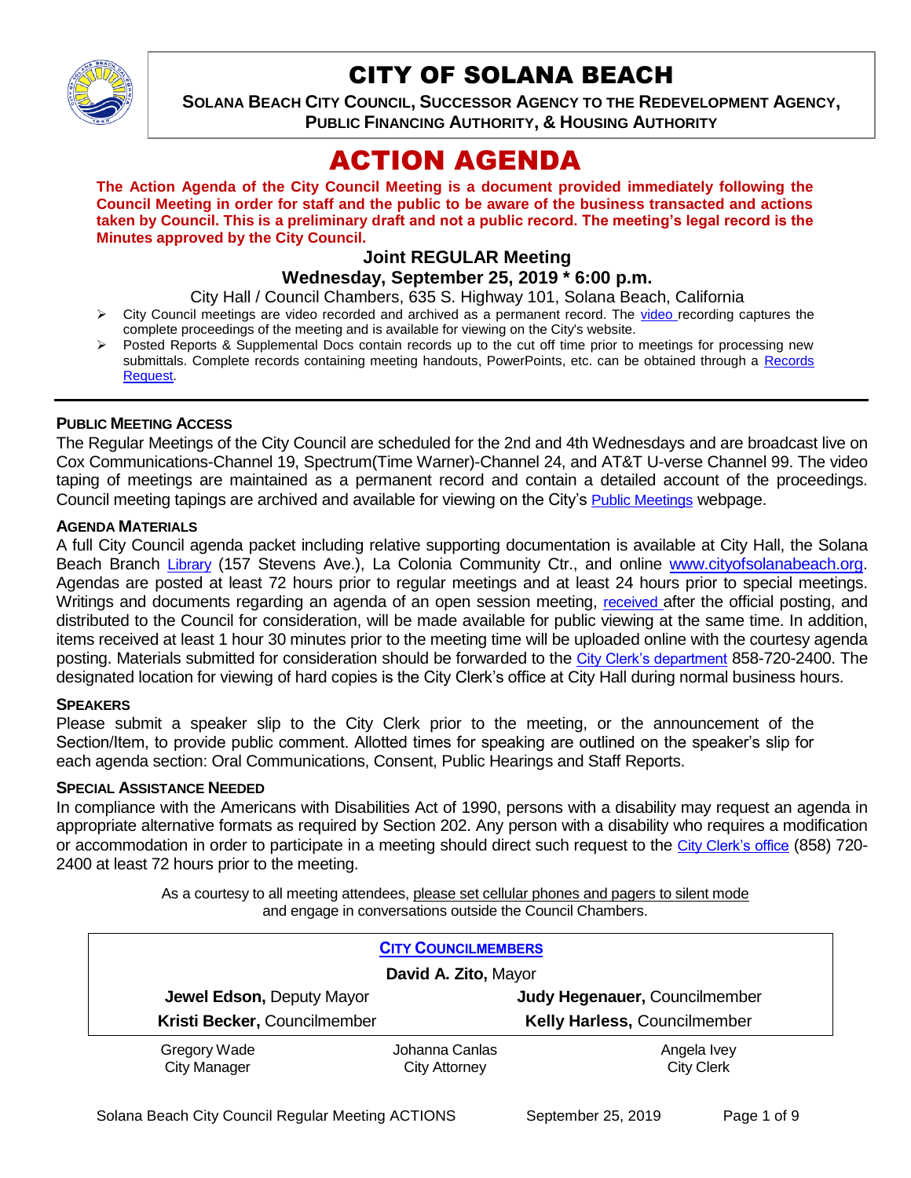# CITY OF SOLANA BEACH

**SOLANA BEACH CITY COUNCIL, SUCCESSOR AGENCY TO THE REDEVELOPMENT AGENCY, PUBLIC FINANCING AUTHORITY, & HOUSING AUTHORITY**

# ACTION AGENDA

**The Action Agenda of the City Council Meeting is a document provided immediately following the Council Meeting in order for staff and the public to be aware of the business transacted and actions taken by Council. This is a preliminary draft and not a public record. The meeting's legal record is the Minutes approved by the City Council.**

### Joint REGULAR Meeting
### Wednesday, September 25, 2019 * 6:00 p.m.

City Hall / Council Chambers, 635 S. Highway 101, Solana Beach, California

- City Council meetings are video recorded and archived as a permanent record. The video recording captures the complete proceedings of the meeting and is available for viewing on the City's website.
- Posted Reports & Supplemental Docs contain records up to the cut off time prior to meetings for processing new submittals. Complete records containing meeting handouts, PowerPoints, etc. can be obtained through a Records Request.

---

#### PUBLIC MEETING ACCESS

The Regular Meetings of the City Council are scheduled for the 2nd and 4th Wednesdays and are broadcast live on Cox Communications-Channel 19, Spectrum(Time Warner)-Channel 24, and AT&T U-verse Channel 99. The video taping of meetings are maintained as a permanent record and contain a detailed account of the proceedings. Council meeting tapings are archived and available for viewing on the City's Public Meetings webpage.

#### AGENDA MATERIALS

A full City Council agenda packet including relative supporting documentation is available at City Hall, the Solana Beach Branch Library (157 Stevens Ave.), La Colonia Community Ctr., and online www.cityofsolanabeach.org. Agendas are posted at least 72 hours prior to regular meetings and at least 24 hours prior to special meetings. Writings and documents regarding an agenda of an open session meeting, received after the official posting, and distributed to the Council for consideration, will be made available for public viewing at the same time. In addition, items received at least 1 hour 30 minutes prior to the meeting time will be uploaded online with the courtesy agenda posting. Materials submitted for consideration should be forwarded to the City Clerk's department 858-720-2400. The designated location for viewing of hard copies is the City Clerk's office at City Hall during normal business hours.

#### SPEAKERS

Please submit a speaker slip to the City Clerk prior to the meeting, or the announcement of the Section/Item, to provide public comment. Allotted times for speaking are outlined on the speaker's slip for each agenda section: Oral Communications, Consent, Public Hearings and Staff Reports.

#### SPECIAL ASSISTANCE NEEDED

In compliance with the Americans with Disabilities Act of 1990, persons with a disability may request an agenda in appropriate alternative formats as required by Section 202. Any person with a disability who requires a modification or accommodation in order to participate in a meeting should direct such request to the City Clerk's office (858) 720-2400 at least 72 hours prior to the meeting.

As a courtesy to all meeting attendees, please set cellular phones and pagers to silent mode and engage in conversations outside the Council Chambers.

| CITY COUNCILMEMBERS | | |
|---|---|---|
| | **David A. Zito,** Mayor | |
| **Jewel Edson,** Deputy Mayor | | **Judy Hegenauer,** Councilmember |
| **Kristi Becker,** Councilmember | | **Kelly Harless,** Councilmember |
| Gregory Wade<br>City Manager | Johanna Canlas<br>City Attorney | Angela Ivey<br>City Clerk |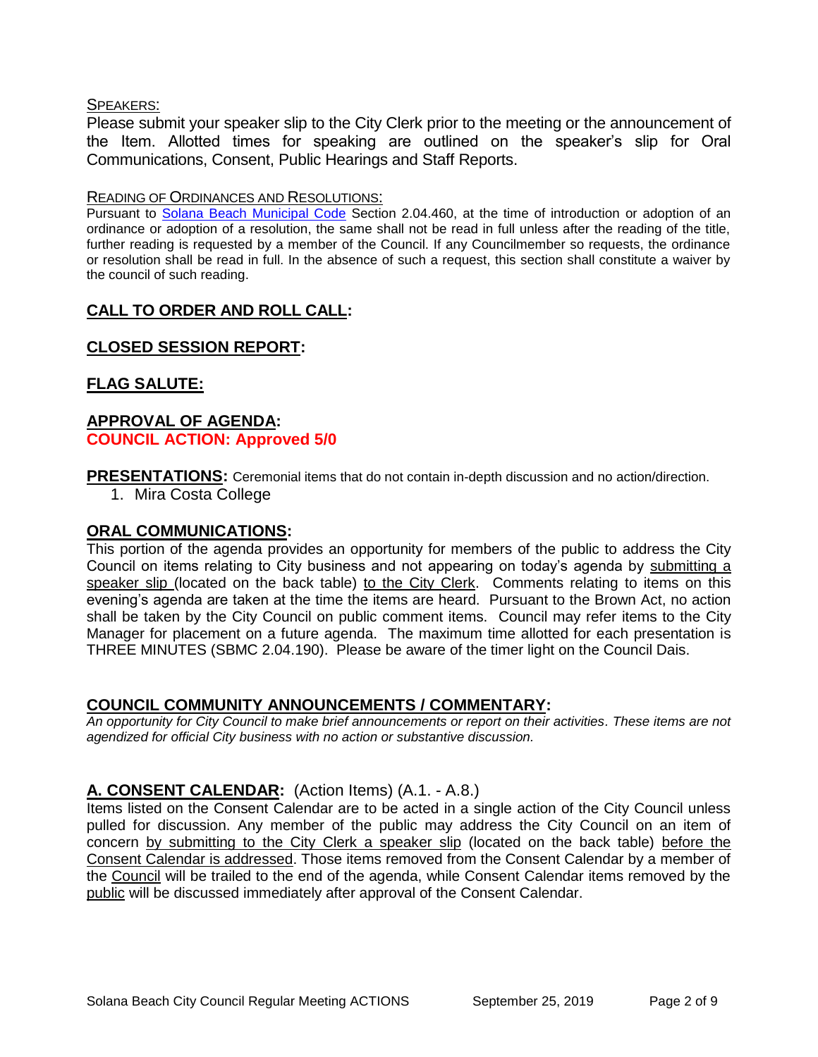SPEAKERS:

Please submit your speaker slip to the City Clerk prior to the meeting or the announcement of the Item. Allotted times for speaking are outlined on the speaker's slip for Oral Communications, Consent, Public Hearings and Staff Reports.

READING OF ORDINANCES AND RESOLUTIONS:

Pursuant to Solana Beach Municipal Code Section 2.04.460, at the time of introduction or adoption of an ordinance or adoption of a resolution, the same shall not be read in full unless after the reading of the title, further reading is requested by a member of the Council. If any Councilmember so requests, the ordinance or resolution shall be read in full. In the absence of such a request, this section shall constitute a waiver by the council of such reading.

## CALL TO ORDER AND ROLL CALL:

## CLOSED SESSION REPORT:

## FLAG SALUTE:

## APPROVAL OF AGENDA:

**COUNCIL ACTION: Approved 5/0**

## PRESENTATIONS:

Ceremonial items that do not contain in-depth discussion and no action/direction.

1. Mira Costa College

## ORAL COMMUNICATIONS:

This portion of the agenda provides an opportunity for members of the public to address the City Council on items relating to City business and not appearing on today's agenda by submitting a speaker slip (located on the back table) to the City Clerk. Comments relating to items on this evening's agenda are taken at the time the items are heard. Pursuant to the Brown Act, no action shall be taken by the City Council on public comment items. Council may refer items to the City Manager for placement on a future agenda. The maximum time allotted for each presentation is THREE MINUTES (SBMC 2.04.190). Please be aware of the timer light on the Council Dais.

## COUNCIL COMMUNITY ANNOUNCEMENTS / COMMENTARY:

*An opportunity for City Council to make brief announcements or report on their activities. These items are not agendized for official City business with no action or substantive discussion.*

## A. CONSENT CALENDAR: (Action Items) (A.1. - A.8.)

Items listed on the Consent Calendar are to be acted in a single action of the City Council unless pulled for discussion. Any member of the public may address the City Council on an item of concern by submitting to the City Clerk a speaker slip (located on the back table) before the Consent Calendar is addressed. Those items removed from the Consent Calendar by a member of the Council will be trailed to the end of the agenda, while Consent Calendar items removed by the public will be discussed immediately after approval of the Consent Calendar.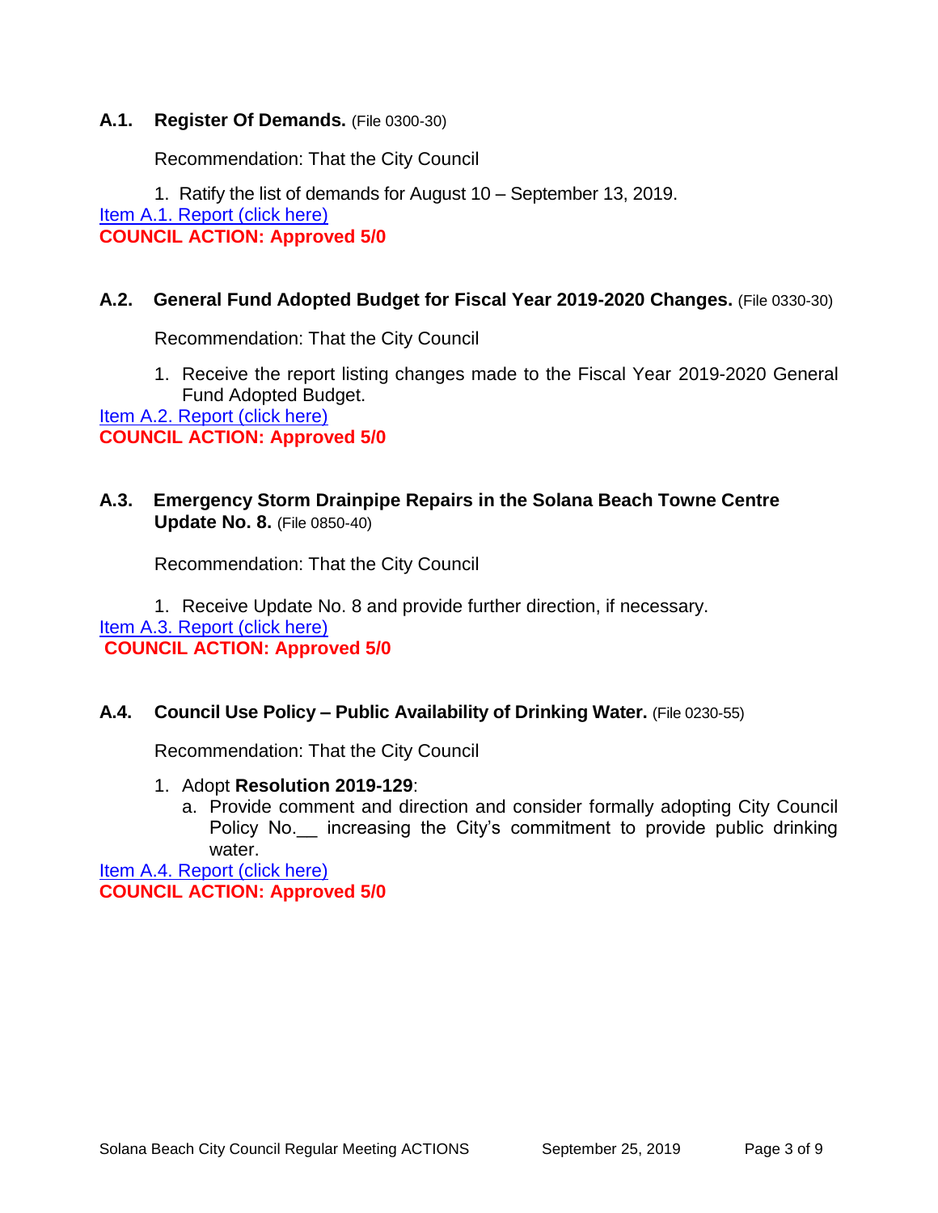### A.1. Register Of Demands. (File 0300-30)

Recommendation: That the City Council

1. Ratify the list of demands for August 10 – September 13, 2019.

Item A.1. Report (click here)

**COUNCIL ACTION: Approved 5/0**

### A.2. General Fund Adopted Budget for Fiscal Year 2019-2020 Changes. (File 0330-30)

Recommendation: That the City Council

1. Receive the report listing changes made to the Fiscal Year 2019-2020 General Fund Adopted Budget.

Item A.2. Report (click here)

**COUNCIL ACTION: Approved 5/0**

### A.3. Emergency Storm Drainpipe Repairs in the Solana Beach Towne Centre Update No. 8. (File 0850-40)

Recommendation: That the City Council

1. Receive Update No. 8 and provide further direction, if necessary.

Item A.3. Report (click here)

**COUNCIL ACTION: Approved 5/0**

### A.4. Council Use Policy – Public Availability of Drinking Water. (File 0230-55)

Recommendation: That the City Council

1. Adopt **Resolution 2019-129**:
   a. Provide comment and direction and consider formally adopting City Council Policy No.__ increasing the City's commitment to provide public drinking water.

Item A.4. Report (click here)

**COUNCIL ACTION: Approved 5/0**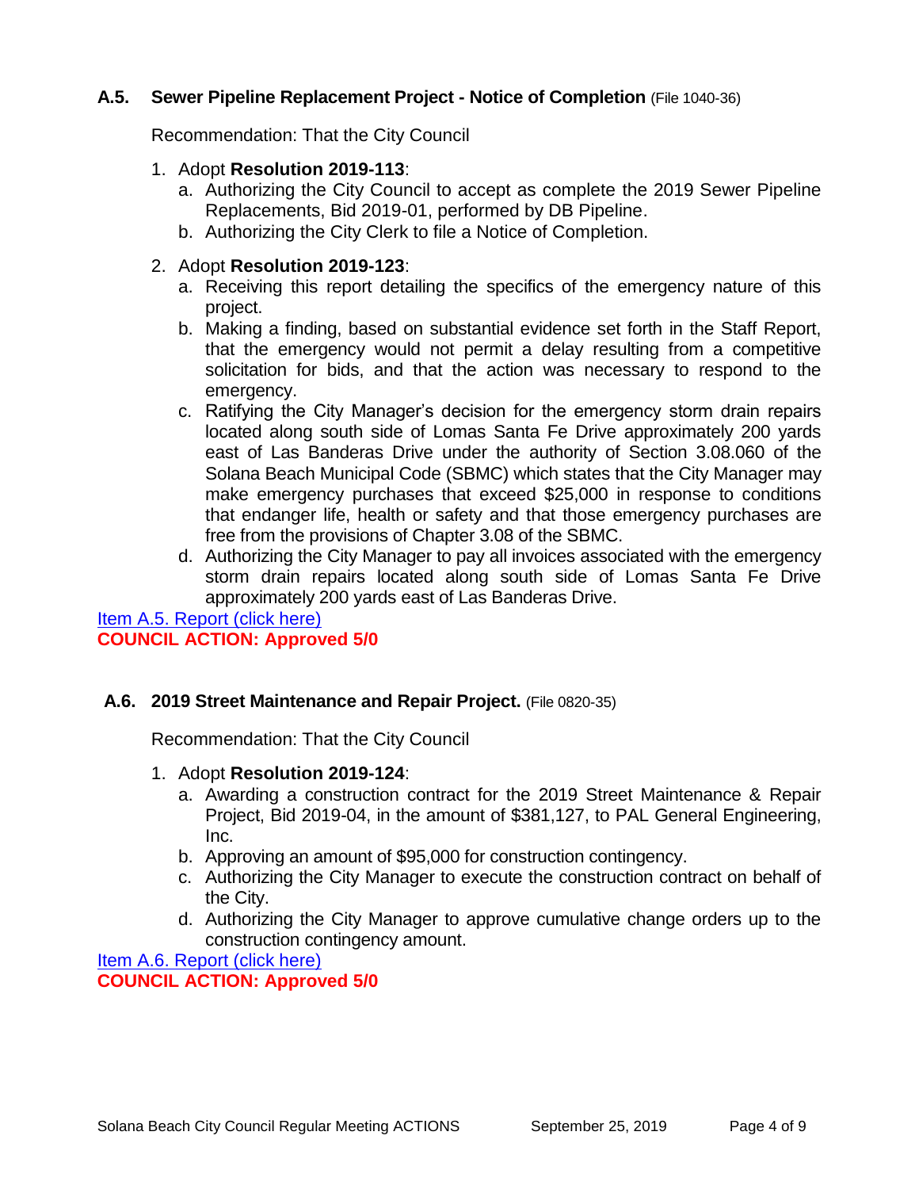### A.5. Sewer Pipeline Replacement Project - Notice of Completion (File 1040-36)

Recommendation: That the City Council

1. Adopt **Resolution 2019-113**:
   a. Authorizing the City Council to accept as complete the 2019 Sewer Pipeline Replacements, Bid 2019-01, performed by DB Pipeline.
   b. Authorizing the City Clerk to file a Notice of Completion.

2. Adopt **Resolution 2019-123**:
   a. Receiving this report detailing the specifics of the emergency nature of this project.
   b. Making a finding, based on substantial evidence set forth in the Staff Report, that the emergency would not permit a delay resulting from a competitive solicitation for bids, and that the action was necessary to respond to the emergency.
   c. Ratifying the City Manager's decision for the emergency storm drain repairs located along south side of Lomas Santa Fe Drive approximately 200 yards east of Las Banderas Drive under the authority of Section 3.08.060 of the Solana Beach Municipal Code (SBMC) which states that the City Manager may make emergency purchases that exceed $25,000 in response to conditions that endanger life, health or safety and that those emergency purchases are free from the provisions of Chapter 3.08 of the SBMC.
   d. Authorizing the City Manager to pay all invoices associated with the emergency storm drain repairs located along south side of Lomas Santa Fe Drive approximately 200 yards east of Las Banderas Drive.

Item A.5. Report (click here)
**COUNCIL ACTION: Approved 5/0**

### A.6. 2019 Street Maintenance and Repair Project. (File 0820-35)

Recommendation: That the City Council

1. Adopt **Resolution 2019-124**:
   a. Awarding a construction contract for the 2019 Street Maintenance & Repair Project, Bid 2019-04, in the amount of $381,127, to PAL General Engineering, Inc.
   b. Approving an amount of $95,000 for construction contingency.
   c. Authorizing the City Manager to execute the construction contract on behalf of the City.
   d. Authorizing the City Manager to approve cumulative change orders up to the construction contingency amount.

Item A.6. Report (click here)
**COUNCIL ACTION: Approved 5/0**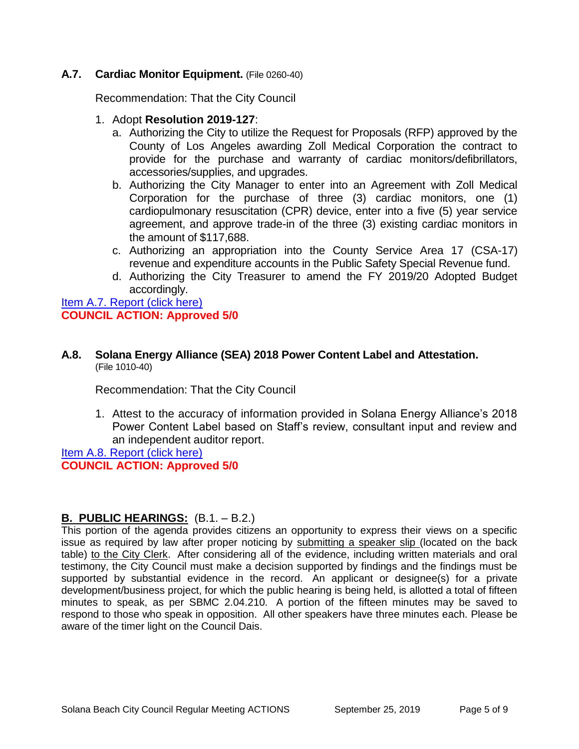### A.7. **Cardiac Monitor Equipment.** (File 0260-40)

Recommendation: That the City Council

1. Adopt **Resolution 2019-127**:
   a. Authorizing the City to utilize the Request for Proposals (RFP) approved by the County of Los Angeles awarding Zoll Medical Corporation the contract to provide for the purchase and warranty of cardiac monitors/defibrillators, accessories/supplies, and upgrades.
   b. Authorizing the City Manager to enter into an Agreement with Zoll Medical Corporation for the purchase of three (3) cardiac monitors, one (1) cardiopulmonary resuscitation (CPR) device, enter into a five (5) year service agreement, and approve trade-in of the three (3) existing cardiac monitors in the amount of $117,688.
   c. Authorizing an appropriation into the County Service Area 17 (CSA-17) revenue and expenditure accounts in the Public Safety Special Revenue fund.
   d. Authorizing the City Treasurer to amend the FY 2019/20 Adopted Budget accordingly.

Item A.7. Report (click here)
**COUNCIL ACTION: Approved 5/0**

### A.8. **Solana Energy Alliance (SEA) 2018 Power Content Label and Attestation.** (File 1010-40)

Recommendation: That the City Council

1. Attest to the accuracy of information provided in Solana Energy Alliance's 2018 Power Content Label based on Staff's review, consultant input and review and an independent auditor report.

Item A.8. Report (click here)
**COUNCIL ACTION: Approved 5/0**

## B. PUBLIC HEARINGS: (B.1. – B.2.)

This portion of the agenda provides citizens an opportunity to express their views on a specific issue as required by law after proper noticing by submitting a speaker slip (located on the back table) to the City Clerk. After considering all of the evidence, including written materials and oral testimony, the City Council must make a decision supported by findings and the findings must be supported by substantial evidence in the record. An applicant or designee(s) for a private development/business project, for which the public hearing is being held, is allotted a total of fifteen minutes to speak, as per SBMC 2.04.210. A portion of the fifteen minutes may be saved to respond to those who speak in opposition. All other speakers have three minutes each. Please be aware of the timer light on the Council Dais.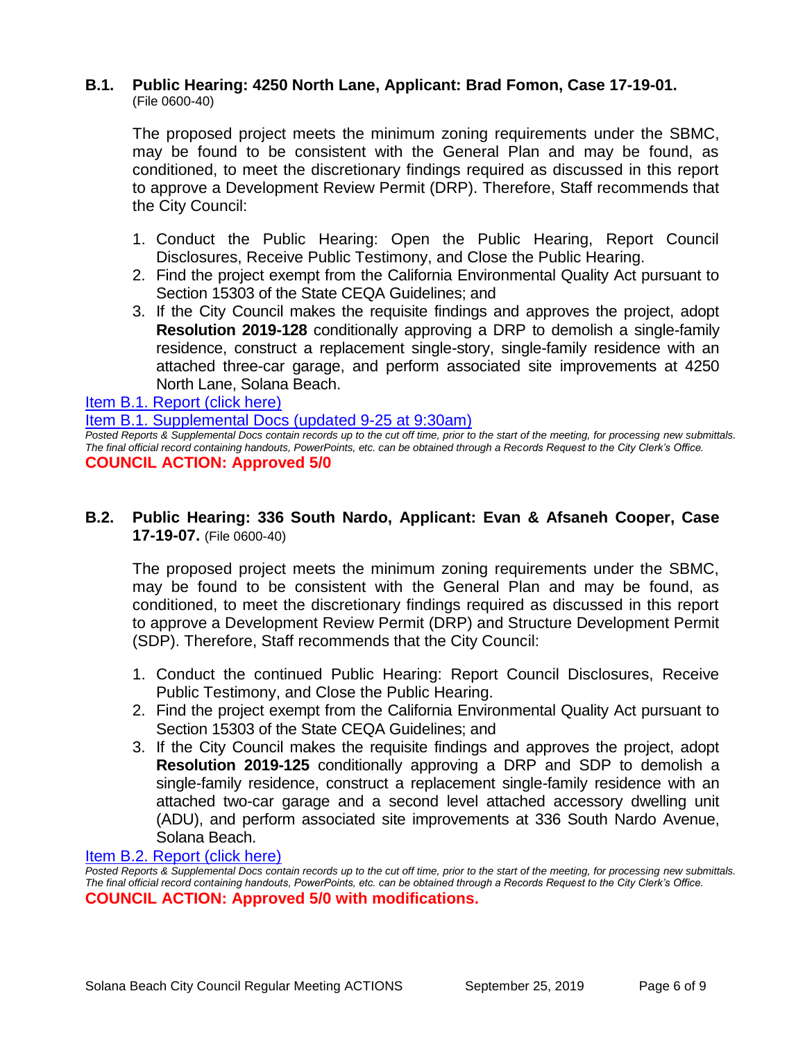### B.1. Public Hearing: 4250 North Lane, Applicant: Brad Fomon, Case 17-19-01.
(File 0600-40)

The proposed project meets the minimum zoning requirements under the SBMC, may be found to be consistent with the General Plan and may be found, as conditioned, to meet the discretionary findings required as discussed in this report to approve a Development Review Permit (DRP). Therefore, Staff recommends that the City Council:

1. Conduct the Public Hearing: Open the Public Hearing, Report Council Disclosures, Receive Public Testimony, and Close the Public Hearing.
2. Find the project exempt from the California Environmental Quality Act pursuant to Section 15303 of the State CEQA Guidelines; and
3. If the City Council makes the requisite findings and approves the project, adopt **Resolution 2019-128** conditionally approving a DRP to demolish a single-family residence, construct a replacement single-story, single-family residence with an attached three-car garage, and perform associated site improvements at 4250 North Lane, Solana Beach.

Item B.1. Report (click here)

Item B.1. Supplemental Docs (updated 9-25 at 9:30am)

*Posted Reports & Supplemental Docs contain records up to the cut off time, prior to the start of the meeting, for processing new submittals. The final official record containing handouts, PowerPoints, etc. can be obtained through a Records Request to the City Clerk's Office.*

**COUNCIL ACTION: Approved 5/0**

### B.2. Public Hearing: 336 South Nardo, Applicant: Evan & Afsaneh Cooper, Case 17-19-07. (File 0600-40)

The proposed project meets the minimum zoning requirements under the SBMC, may be found to be consistent with the General Plan and may be found, as conditioned, to meet the discretionary findings required as discussed in this report to approve a Development Review Permit (DRP) and Structure Development Permit (SDP). Therefore, Staff recommends that the City Council:

1. Conduct the continued Public Hearing: Report Council Disclosures, Receive Public Testimony, and Close the Public Hearing.
2. Find the project exempt from the California Environmental Quality Act pursuant to Section 15303 of the State CEQA Guidelines; and
3. If the City Council makes the requisite findings and approves the project, adopt **Resolution 2019-125** conditionally approving a DRP and SDP to demolish a single-family residence, construct a replacement single-family residence with an attached two-car garage and a second level attached accessory dwelling unit (ADU), and perform associated site improvements at 336 South Nardo Avenue, Solana Beach.

Item B.2. Report (click here)

*Posted Reports & Supplemental Docs contain records up to the cut off time, prior to the start of the meeting, for processing new submittals. The final official record containing handouts, PowerPoints, etc. can be obtained through a Records Request to the City Clerk's Office.*

**COUNCIL ACTION: Approved 5/0 with modifications.**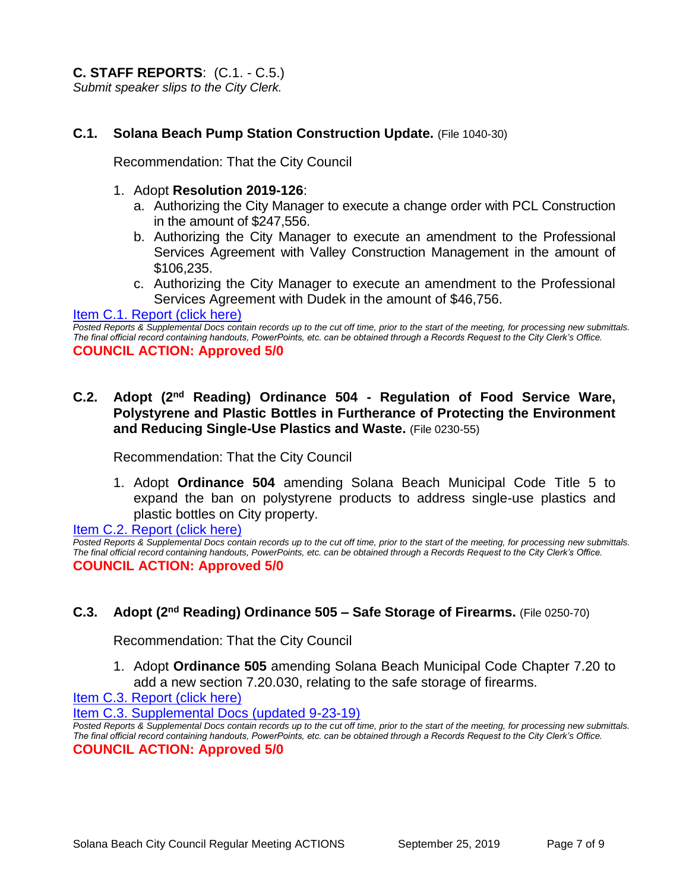**C. STAFF REPORTS**: (C.1. - C.5.)
*Submit speaker slips to the City Clerk.*

**C.1. Solana Beach Pump Station Construction Update.** (File 1040-30)

Recommendation: That the City Council

1. Adopt **Resolution 2019-126**:
   a. Authorizing the City Manager to execute a change order with PCL Construction in the amount of $247,556.
   b. Authorizing the City Manager to execute an amendment to the Professional Services Agreement with Valley Construction Management in the amount of $106,235.
   c. Authorizing the City Manager to execute an amendment to the Professional Services Agreement with Dudek in the amount of $46,756.

Item C.1. Report (click here)

*Posted Reports & Supplemental Docs contain records up to the cut off time, prior to the start of the meeting, for processing new submittals. The final official record containing handouts, PowerPoints, etc. can be obtained through a Records Request to the City Clerk's Office.*

**COUNCIL ACTION: Approved 5/0**

**C.2. Adopt (2nd Reading) Ordinance 504 - Regulation of Food Service Ware, Polystyrene and Plastic Bottles in Furtherance of Protecting the Environment and Reducing Single-Use Plastics and Waste.** (File 0230-55)

Recommendation: That the City Council

1. Adopt **Ordinance 504** amending Solana Beach Municipal Code Title 5 to expand the ban on polystyrene products to address single-use plastics and plastic bottles on City property.

Item C.2. Report (click here)

*Posted Reports & Supplemental Docs contain records up to the cut off time, prior to the start of the meeting, for processing new submittals. The final official record containing handouts, PowerPoints, etc. can be obtained through a Records Request to the City Clerk's Office.*

**COUNCIL ACTION: Approved 5/0**

**C.3. Adopt (2nd Reading) Ordinance 505 – Safe Storage of Firearms.** (File 0250-70)

Recommendation: That the City Council

1. Adopt **Ordinance 505** amending Solana Beach Municipal Code Chapter 7.20 to add a new section 7.20.030, relating to the safe storage of firearms.

Item C.3. Report (click here)

Item C.3. Supplemental Docs (updated 9-23-19)

*Posted Reports & Supplemental Docs contain records up to the cut off time, prior to the start of the meeting, for processing new submittals. The final official record containing handouts, PowerPoints, etc. can be obtained through a Records Request to the City Clerk's Office.*

**COUNCIL ACTION: Approved 5/0**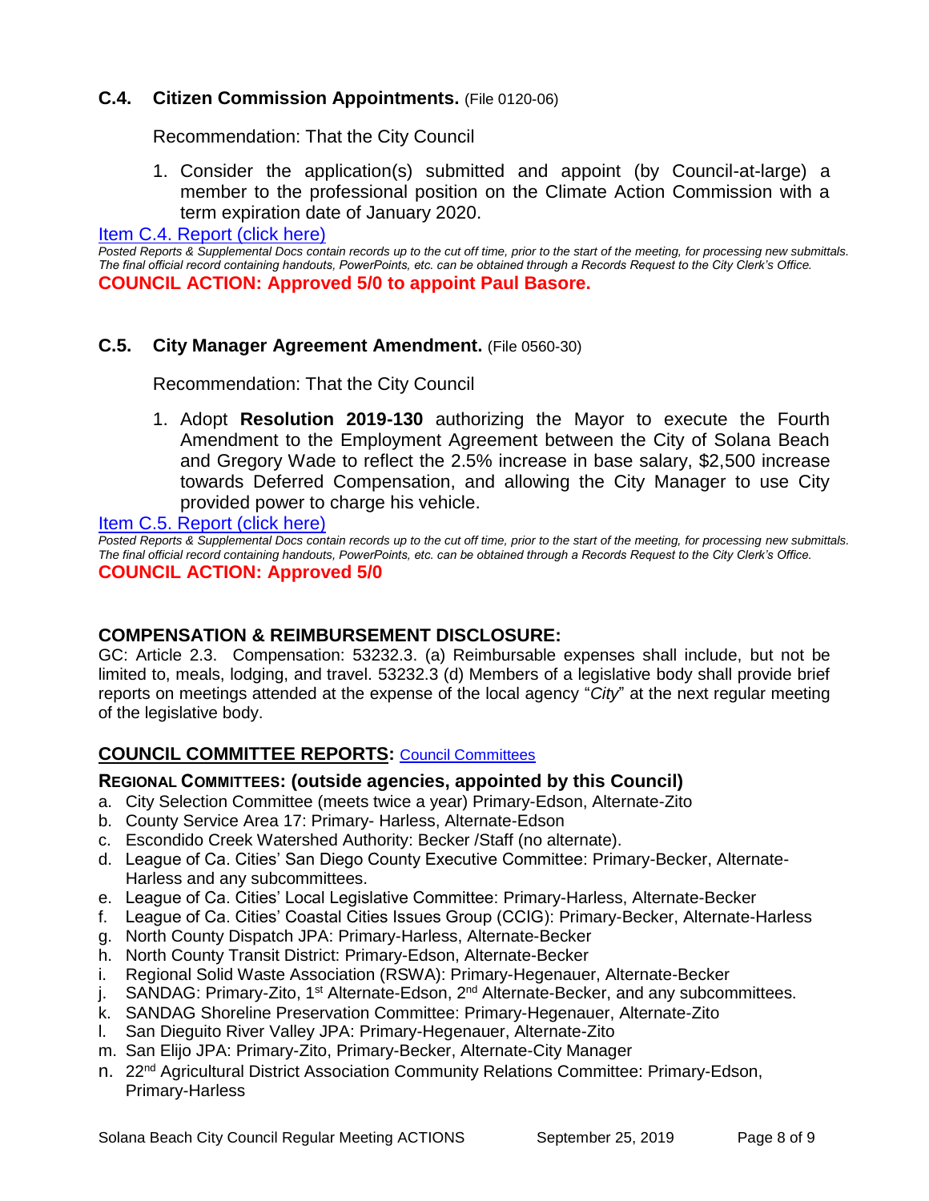### C.4. Citizen Commission Appointments. (File 0120-06)

Recommendation: That the City Council

1. Consider the application(s) submitted and appoint (by Council-at-large) a member to the professional position on the Climate Action Commission with a term expiration date of January 2020.

[Item C.4. Report (click here)]

*Posted Reports & Supplemental Docs contain records up to the cut off time, prior to the start of the meeting, for processing new submittals. The final official record containing handouts, PowerPoints, etc. can be obtained through a Records Request to the City Clerk's Office.*

**COUNCIL ACTION: Approved 5/0 to appoint Paul Basore.**

### C.5. City Manager Agreement Amendment. (File 0560-30)

Recommendation: That the City Council

1. Adopt **Resolution 2019-130** authorizing the Mayor to execute the Fourth Amendment to the Employment Agreement between the City of Solana Beach and Gregory Wade to reflect the 2.5% increase in base salary, $2,500 increase towards Deferred Compensation, and allowing the City Manager to use City provided power to charge his vehicle.

[Item C.5. Report (click here)]

*Posted Reports & Supplemental Docs contain records up to the cut off time, prior to the start of the meeting, for processing new submittals. The final official record containing handouts, PowerPoints, etc. can be obtained through a Records Request to the City Clerk's Office.*

**COUNCIL ACTION: Approved 5/0**

## COMPENSATION & REIMBURSEMENT DISCLOSURE:

GC: Article 2.3. Compensation: 53232.3. (a) Reimbursable expenses shall include, but not be limited to, meals, lodging, and travel. 53232.3 (d) Members of a legislative body shall provide brief reports on meetings attended at the expense of the local agency "*City*" at the next regular meeting of the legislative body.

## COUNCIL COMMITTEE REPORTS: [Council Committees]

### REGIONAL COMMITTEES: (outside agencies, appointed by this Council)

a. City Selection Committee (meets twice a year) Primary-Edson, Alternate-Zito
b. County Service Area 17: Primary- Harless, Alternate-Edson
c. Escondido Creek Watershed Authority: Becker /Staff (no alternate).
d. League of Ca. Cities' San Diego County Executive Committee: Primary-Becker, Alternate-Harless and any subcommittees.
e. League of Ca. Cities' Local Legislative Committee: Primary-Harless, Alternate-Becker
f. League of Ca. Cities' Coastal Cities Issues Group (CCIG): Primary-Becker, Alternate-Harless
g. North County Dispatch JPA: Primary-Harless, Alternate-Becker
h. North County Transit District: Primary-Edson, Alternate-Becker
i. Regional Solid Waste Association (RSWA): Primary-Hegenauer, Alternate-Becker
j. SANDAG: Primary-Zito, 1st Alternate-Edson, 2nd Alternate-Becker, and any subcommittees.
k. SANDAG Shoreline Preservation Committee: Primary-Hegenauer, Alternate-Zito
l. San Dieguito River Valley JPA: Primary-Hegenauer, Alternate-Zito
m. San Elijo JPA: Primary-Zito, Primary-Becker, Alternate-City Manager
n. 22nd Agricultural District Association Community Relations Committee: Primary-Edson, Primary-Harless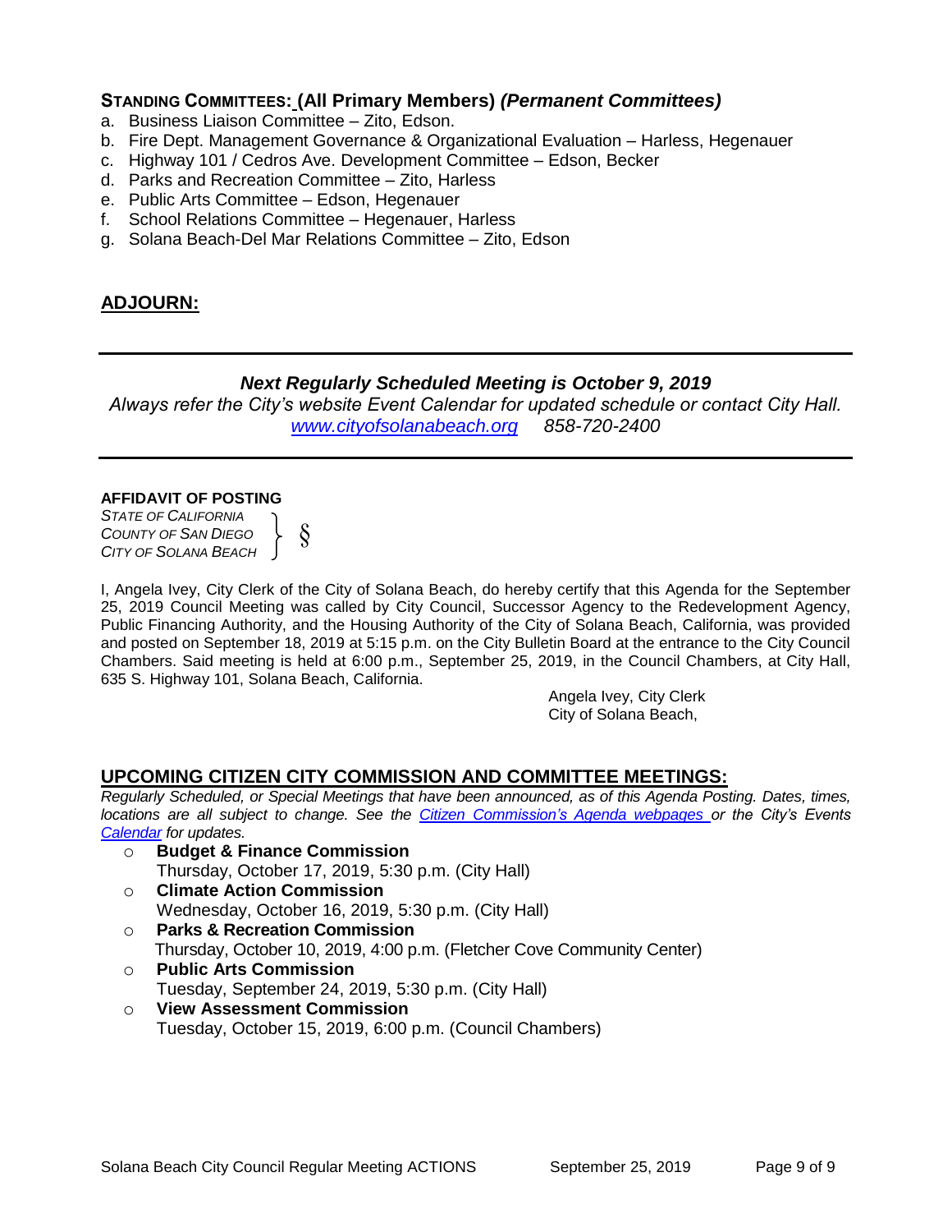### **STANDING COMMITTEES: (All Primary Members)** ***(Permanent Committees)***

a. Business Liaison Committee – Zito, Edson.
b. Fire Dept. Management Governance & Organizational Evaluation – Harless, Hegenauer
c. Highway 101 / Cedros Ave. Development Committee – Edson, Becker
d. Parks and Recreation Committee – Zito, Harless
e. Public Arts Committee – Edson, Hegenauer
f. School Relations Committee – Hegenauer, Harless
g. Solana Beach-Del Mar Relations Committee – Zito, Edson

## **ADJOURN:**

---

***Next Regularly Scheduled Meeting is October 9, 2019***

*Always refer the City's website Event Calendar for updated schedule or contact City Hall.*
*www.cityofsolanabeach.org     858-720-2400*

---

**AFFIDAVIT OF POSTING**

*STATE OF CALIFORNIA*
*COUNTY OF SAN DIEGO*  } §
*CITY OF SOLANA BEACH*

I, Angela Ivey, City Clerk of the City of Solana Beach, do hereby certify that this Agenda for the September 25, 2019 Council Meeting was called by City Council, Successor Agency to the Redevelopment Agency, Public Financing Authority, and the Housing Authority of the City of Solana Beach, California, was provided and posted on September 18, 2019 at 5:15 p.m. on the City Bulletin Board at the entrance to the City Council Chambers. Said meeting is held at 6:00 p.m., September 25, 2019, in the Council Chambers, at City Hall, 635 S. Highway 101, Solana Beach, California.

Angela Ivey, City Clerk
City of Solana Beach,

## **UPCOMING CITIZEN CITY COMMISSION AND COMMITTEE MEETINGS:**

*Regularly Scheduled, or Special Meetings that have been announced, as of this Agenda Posting. Dates, times, locations are all subject to change. See the Citizen Commission's Agenda webpages or the City's Events Calendar for updates.*

- **Budget & Finance Commission**
  Thursday, October 17, 2019, 5:30 p.m. (City Hall)
- **Climate Action Commission**
  Wednesday, October 16, 2019, 5:30 p.m. (City Hall)
- **Parks & Recreation Commission**
  Thursday, October 10, 2019, 4:00 p.m. (Fletcher Cove Community Center)
- **Public Arts Commission**
  Tuesday, September 24, 2019, 5:30 p.m. (City Hall)
- **View Assessment Commission**
  Tuesday, October 15, 2019, 6:00 p.m. (Council Chambers)